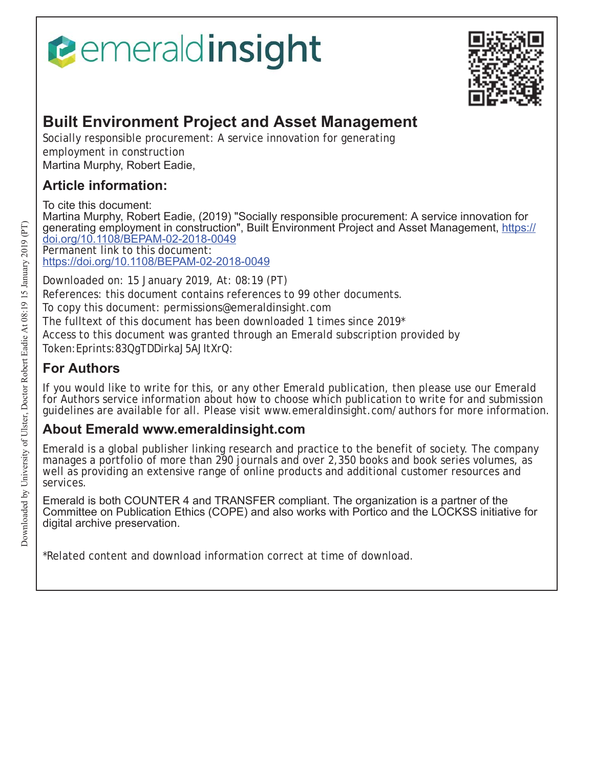# Built Environment Project and Asset Management

Socially responsible procurement: A service innovation for generating employment in construction

Martina Murphy, Robert Eadie,

## Article information:

To cite this document:

Martina Murphy, Robert Eadie, (2019) "Socially responsible procurement: A service innovation for generating employment in construction", Built Environment Project and Asset Management, https://doi.org/10.1108/BEPAM-02-2018-0049

Permanent link to this document:

https://doi.org/10.1108/BEPAM-02-2018-0049

Downloaded on: 15 January 2019, At: 08:19 (PT)

References: this document contains references to 99 other documents.

To copy this document: permissions@emeraldinsight.com

The fulltext of this document has been downloaded 1 times since 2019*

Access to this document was granted through an Emerald subscription provided by

Token:Eprints:83QgTDDirkaJ5AJItXrQ:

## For Authors

If you would like to write for this, or any other Emerald publication, then please use our Emerald for Authors service information about how to choose which publication to write for and submission guidelines are available for all. Please visit www.emeraldinsight.com/authors for more information.

## About Emerald www.emeraldinsight.com

Emerald is a global publisher linking research and practice to the benefit of society. The company manages a portfolio of more than 290 journals and over 2,350 books and book series volumes, as well as providing an extensive range of online products and additional customer resources and services.

Emerald is both COUNTER 4 and TRANSFER compliant. The organization is a partner of the Committee on Publication Ethics (COPE) and also works with Portico and the LOCKSS initiative for digital archive preservation.

*Related content and download information correct at time of download.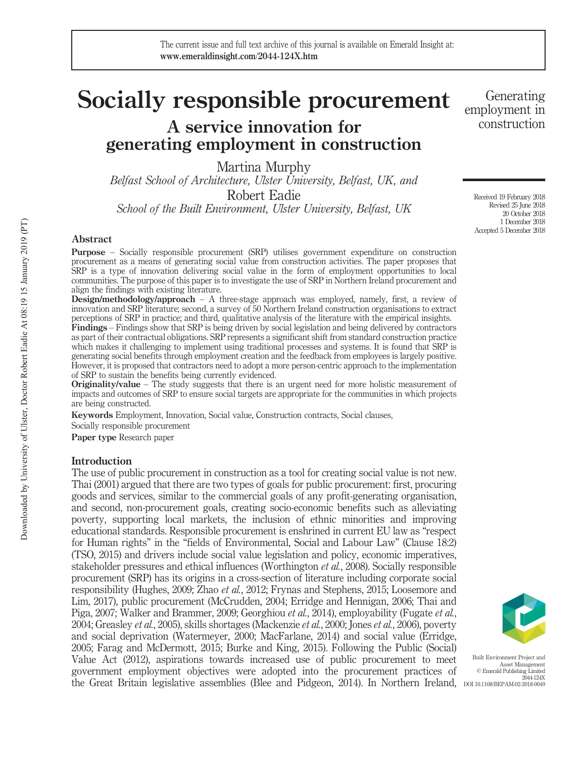# Socially responsible procurement

## A service innovation for generating employment in construction

Martina Murphy

*Belfast School of Architecture, Ulster University, Belfast, UK, and*

Robert Eadie

*School of the Built Environment, Ulster University, Belfast, UK*

Received 19 February 2018
Revised 25 June 2018
20 October 2018
1 December 2018
Accepted 5 December 2018

## Abstract

**Purpose** – Socially responsible procurement (SRP) utilises government expenditure on construction procurement as a means of generating social value from construction activities. The paper proposes that SRP is a type of innovation delivering social value in the form of employment opportunities to local communities. The purpose of this paper is to investigate the use of SRP in Northern Ireland procurement and align the findings with existing literature.

**Design/methodology/approach** – A three-stage approach was employed, namely, first, a review of innovation and SRP literature; second, a survey of 50 Northern Ireland construction organisations to extract perceptions of SRP in practice; and third, qualitative analysis of the literature with the empirical insights.

**Findings** – Findings show that SRP is being driven by social legislation and being delivered by contractors as part of their contractual obligations. SRP represents a significant shift from standard construction practice which makes it challenging to implement using traditional processes and systems. It is found that SRP is generating social benefits through employment creation and the feedback from employees is largely positive. However, it is proposed that contractors need to adopt a more person-centric approach to the implementation of SRP to sustain the benefits being currently evidenced.

**Originality/value** – The study suggests that there is an urgent need for more holistic measurement of impacts and outcomes of SRP to ensure social targets are appropriate for the communities in which projects are being constructed.

**Keywords** Employment, Innovation, Social value, Construction contracts, Social clauses, Socially responsible procurement

**Paper type** Research paper

## Introduction

The use of public procurement in construction as a tool for creating social value is not new. Thai (2001) argued that there are two types of goals for public procurement: first, procuring goods and services, similar to the commercial goals of any profit-generating organisation, and second, non-procurement goals, creating socio-economic benefits such as alleviating poverty, supporting local markets, the inclusion of ethnic minorities and improving educational standards. Responsible procurement is enshrined in current EU law as "respect for Human rights" in the "fields of Environmental, Social and Labour Law" (Clause 18:2) (TSO, 2015) and drivers include social value legislation and policy, economic imperatives, stakeholder pressures and ethical influences (Worthington *et al.*, 2008). Socially responsible procurement (SRP) has its origins in a cross-section of literature including corporate social responsibility (Hughes, 2009; Zhao *et al.*, 2012; Frynas and Stephens, 2015; Loosemore and Lim, 2017), public procurement (McCrudden, 2004; Erridge and Hennigan, 2006; Thai and Piga, 2007; Walker and Brammer, 2009; Georghiou *et al.*, 2014), employability (Fugate *et al.*, 2004; Greasley *et al.*, 2005), skills shortages (Mackenzie *et al.*, 2000; Jones *et al.*, 2006), poverty and social deprivation (Watermeyer, 2000; MacFarlane, 2014) and social value (Erridge, 2005; Farag and McDermott, 2015; Burke and King, 2015). Following the Public (Social) Value Act (2012), aspirations towards increased use of public procurement to meet government employment objectives were adopted into the procurement practices of the Great Britain legislative assemblies (Blee and Pidgeon, 2014). In Northern Ireland,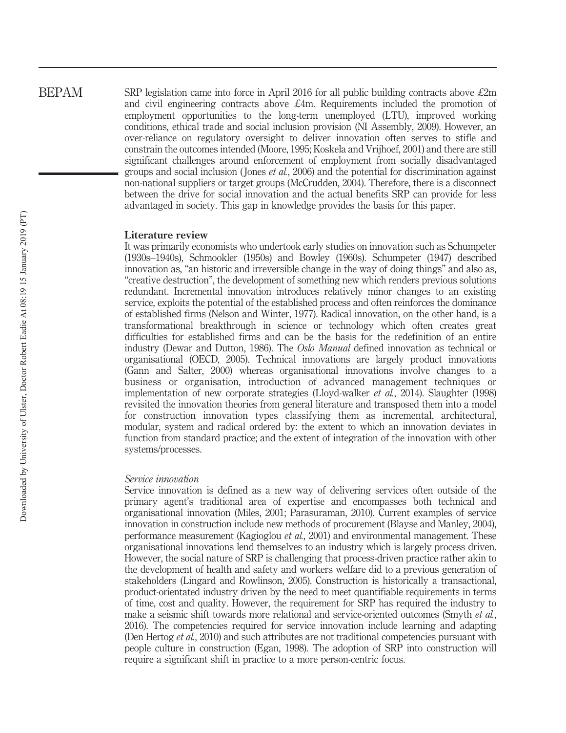SRP legislation came into force in April 2016 for all public building contracts above £2m and civil engineering contracts above £4m. Requirements included the promotion of employment opportunities to the long-term unemployed (LTU), improved working conditions, ethical trade and social inclusion provision (NI Assembly, 2009). However, an over-reliance on regulatory oversight to deliver innovation often serves to stifle and constrain the outcomes intended (Moore, 1995; Koskela and Vrijhoef, 2001) and there are still significant challenges around enforcement of employment from socially disadvantaged groups and social inclusion (Jones *et al.*, 2006) and the potential for discrimination against non-national suppliers or target groups (McCrudden, 2004). Therefore, there is a disconnect between the drive for social innovation and the actual benefits SRP can provide for less advantaged in society. This gap in knowledge provides the basis for this paper.

## Literature review

It was primarily economists who undertook early studies on innovation such as Schumpeter (1930s–1940s), Schmookler (1950s) and Bowley (1960s). Schumpeter (1947) described innovation as, "an historic and irreversible change in the way of doing things" and also as, "creative destruction", the development of something new which renders previous solutions redundant. Incremental innovation introduces relatively minor changes to an existing service, exploits the potential of the established process and often reinforces the dominance of established firms (Nelson and Winter, 1977). Radical innovation, on the other hand, is a transformational breakthrough in science or technology which often creates great difficulties for established firms and can be the basis for the redefinition of an entire industry (Dewar and Dutton, 1986). The *Oslo Manual* defined innovation as technical or organisational (OECD, 2005). Technical innovations are largely product innovations (Gann and Salter, 2000) whereas organisational innovations involve changes to a business or organisation, introduction of advanced management techniques or implementation of new corporate strategies (Lloyd-walker *et al.*, 2014). Slaughter (1998) revisited the innovation theories from general literature and transposed them into a model for construction innovation types classifying them as incremental, architectural, modular, system and radical ordered by: the extent to which an innovation deviates in function from standard practice; and the extent of integration of the innovation with other systems/processes.

### *Service innovation*

Service innovation is defined as a new way of delivering services often outside of the primary agent's traditional area of expertise and encompasses both technical and organisational innovation (Miles, 2001; Parasuraman, 2010). Current examples of service innovation in construction include new methods of procurement (Blayse and Manley, 2004), performance measurement (Kagioglou *et al.*, 2001) and environmental management. These organisational innovations lend themselves to an industry which is largely process driven. However, the social nature of SRP is challenging that process-driven practice rather akin to the development of health and safety and workers welfare did to a previous generation of stakeholders (Lingard and Rowlinson, 2005). Construction is historically a transactional, product-orientated industry driven by the need to meet quantifiable requirements in terms of time, cost and quality. However, the requirement for SRP has required the industry to make a seismic shift towards more relational and service-oriented outcomes (Smyth *et al.*, 2016). The competencies required for service innovation include learning and adapting (Den Hertog *et al.*, 2010) and such attributes are not traditional competencies pursuant with people culture in construction (Egan, 1998). The adoption of SRP into construction will require a significant shift in practice to a more person-centric focus.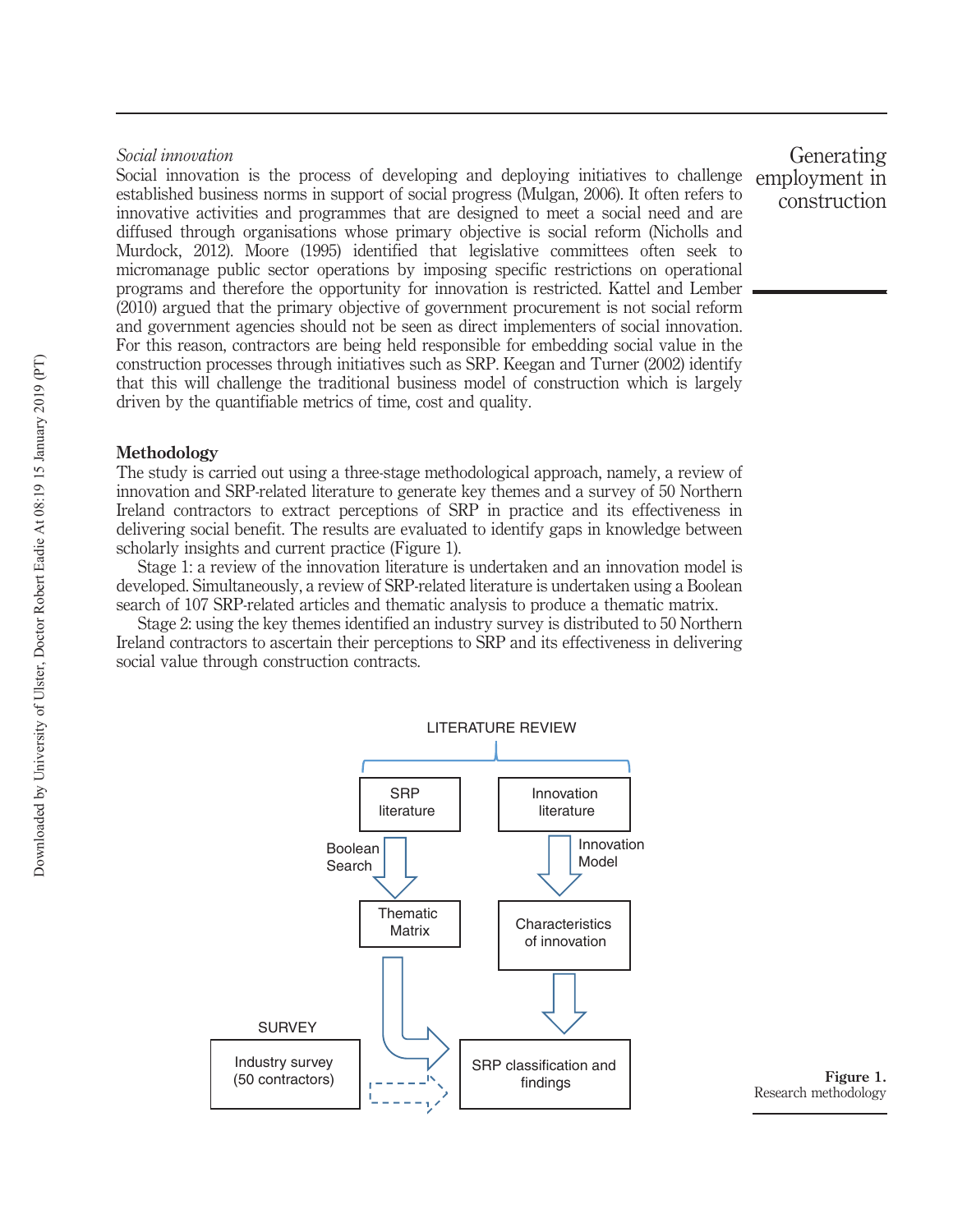*Social innovation*

Social innovation is the process of developing and deploying initiatives to challenge established business norms in support of social progress (Mulgan, 2006). It often refers to innovative activities and programmes that are designed to meet a social need and are diffused through organisations whose primary objective is social reform (Nicholls and Murdock, 2012). Moore (1995) identified that legislative committees often seek to micromanage public sector operations by imposing specific restrictions on operational programs and therefore the opportunity for innovation is restricted. Kattel and Lember (2010) argued that the primary objective of government procurement is not social reform and government agencies should not be seen as direct implementers of social innovation. For this reason, contractors are being held responsible for embedding social value in the construction processes through initiatives such as SRP. Keegan and Turner (2002) identify that this will challenge the traditional business model of construction which is largely driven by the quantifiable metrics of time, cost and quality.

## Methodology

The study is carried out using a three-stage methodological approach, namely, a review of innovation and SRP-related literature to generate key themes and a survey of 50 Northern Ireland contractors to extract perceptions of SRP in practice and its effectiveness in delivering social benefit. The results are evaluated to identify gaps in knowledge between scholarly insights and current practice (Figure 1).

Stage 1: a review of the innovation literature is undertaken and an innovation model is developed. Simultaneously, a review of SRP-related literature is undertaken using a Boolean search of 107 SRP-related articles and thematic analysis to produce a thematic matrix.

Stage 2: using the key themes identified an industry survey is distributed to 50 Northern Ireland contractors to ascertain their perceptions to SRP and its effectiveness in delivering social value through construction contracts.

LITERATURE REVIEW

SRP literature → (Boolean Search) → Thematic Matrix

Innovation literature → (Innovation Model) → Characteristics of innovation

SURVEY

Industry survey (50 contractors)

SRP classification and findings

**Figure 1.** Research methodology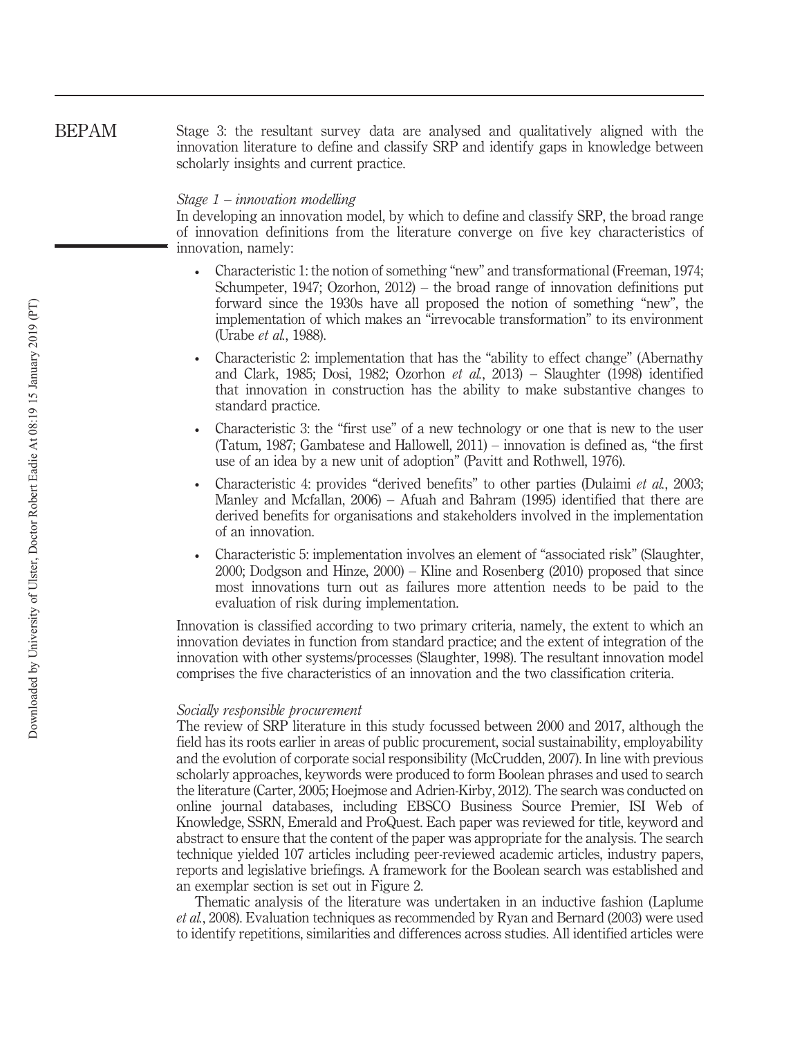Stage 3: the resultant survey data are analysed and qualitatively aligned with the innovation literature to define and classify SRP and identify gaps in knowledge between scholarly insights and current practice.

*Stage 1 – innovation modelling*

In developing an innovation model, by which to define and classify SRP, the broad range of innovation definitions from the literature converge on five key characteristics of innovation, namely:

- Characteristic 1: the notion of something "new" and transformational (Freeman, 1974; Schumpeter, 1947; Ozorhon, 2012) – the broad range of innovation definitions put forward since the 1930s have all proposed the notion of something "new", the implementation of which makes an "irrevocable transformation" to its environment (Urabe *et al.*, 1988).
- Characteristic 2: implementation that has the "ability to effect change" (Abernathy and Clark, 1985; Dosi, 1982; Ozorhon *et al.*, 2013) – Slaughter (1998) identified that innovation in construction has the ability to make substantive changes to standard practice.
- Characteristic 3: the "first use" of a new technology or one that is new to the user (Tatum, 1987; Gambatese and Hallowell, 2011) – innovation is defined as, "the first use of an idea by a new unit of adoption" (Pavitt and Rothwell, 1976).
- Characteristic 4: provides "derived benefits" to other parties (Dulaimi *et al.*, 2003; Manley and Mcfallan, 2006) – Afuah and Bahram (1995) identified that there are derived benefits for organisations and stakeholders involved in the implementation of an innovation.
- Characteristic 5: implementation involves an element of "associated risk" (Slaughter, 2000; Dodgson and Hinze, 2000) – Kline and Rosenberg (2010) proposed that since most innovations turn out as failures more attention needs to be paid to the evaluation of risk during implementation.

Innovation is classified according to two primary criteria, namely, the extent to which an innovation deviates in function from standard practice; and the extent of integration of the innovation with other systems/processes (Slaughter, 1998). The resultant innovation model comprises the five characteristics of an innovation and the two classification criteria.

*Socially responsible procurement*

The review of SRP literature in this study focussed between 2000 and 2017, although the field has its roots earlier in areas of public procurement, social sustainability, employability and the evolution of corporate social responsibility (McCrudden, 2007). In line with previous scholarly approaches, keywords were produced to form Boolean phrases and used to search the literature (Carter, 2005; Hoejmose and Adrien-Kirby, 2012). The search was conducted on online journal databases, including EBSCO Business Source Premier, ISI Web of Knowledge, SSRN, Emerald and ProQuest. Each paper was reviewed for title, keyword and abstract to ensure that the content of the paper was appropriate for the analysis. The search technique yielded 107 articles including peer-reviewed academic articles, industry papers, reports and legislative briefings. A framework for the Boolean search was established and an exemplar section is set out in Figure 2.

Thematic analysis of the literature was undertaken in an inductive fashion (Laplume *et al.*, 2008). Evaluation techniques as recommended by Ryan and Bernard (2003) were used to identify repetitions, similarities and differences across studies. All identified articles were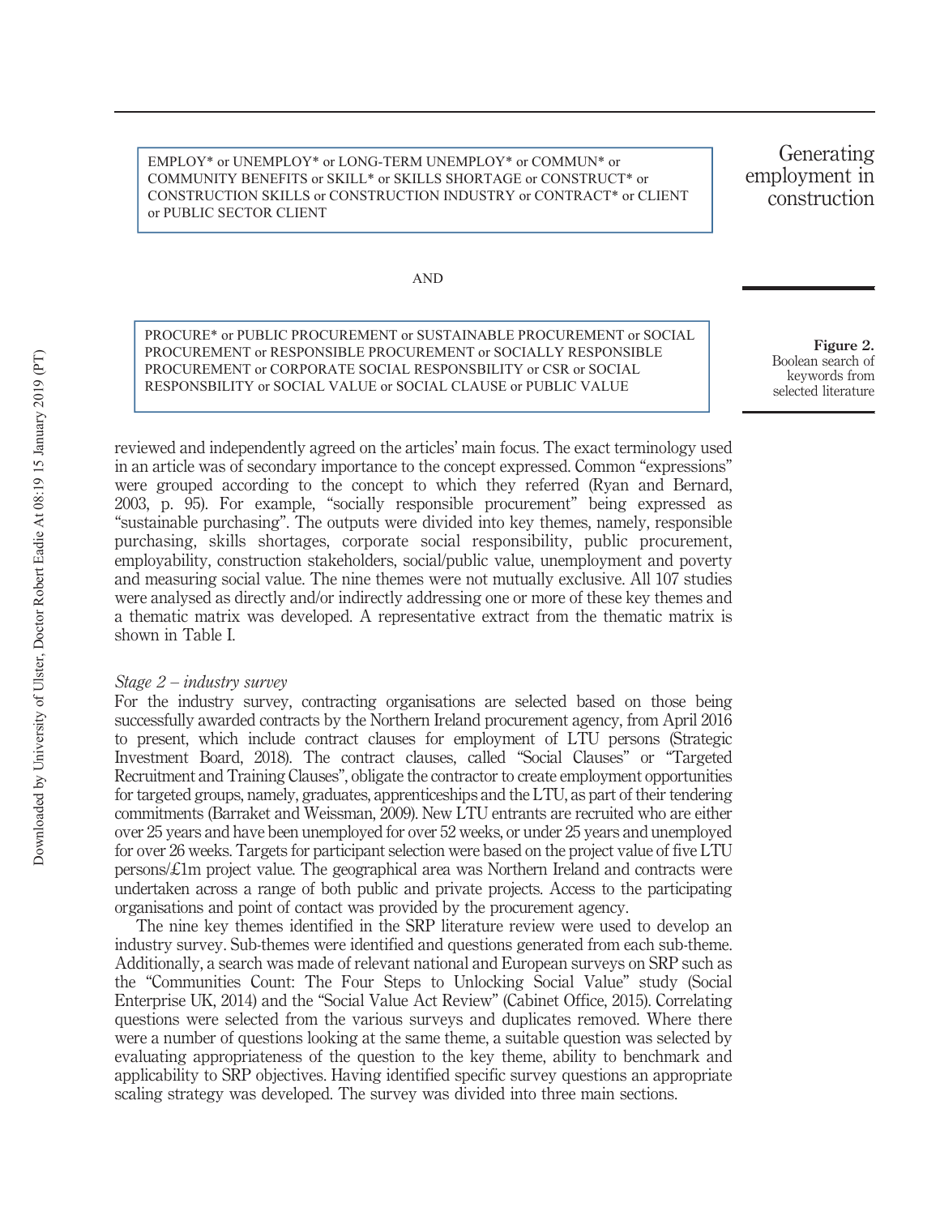EMPLOY* or UNEMPLOY* or LONG-TERM UNEMPLOY* or COMMUN* or COMMUNITY BENEFITS or SKILL* or SKILLS SHORTAGE or CONSTRUCT* or CONSTRUCTION SKILLS or CONSTRUCTION INDUSTRY or CONTRACT* or CLIENT or PUBLIC SECTOR CLIENT

AND

PROCURE* or PUBLIC PROCUREMENT or SUSTAINABLE PROCUREMENT or SOCIAL PROCUREMENT or RESPONSIBLE PROCUREMENT or SOCIALLY RESPONSIBLE PROCUREMENT or CORPORATE SOCIAL RESPONSBILITY or CSR or SOCIAL RESPONSBILITY or SOCIAL VALUE or SOCIAL CLAUSE or PUBLIC VALUE

**Figure 2.** Boolean search of keywords from selected literature

reviewed and independently agreed on the articles' main focus. The exact terminology used in an article was of secondary importance to the concept expressed. Common "expressions" were grouped according to the concept to which they referred (Ryan and Bernard, 2003, p. 95). For example, "socially responsible procurement" being expressed as "sustainable purchasing". The outputs were divided into key themes, namely, responsible purchasing, skills shortages, corporate social responsibility, public procurement, employability, construction stakeholders, social/public value, unemployment and poverty and measuring social value. The nine themes were not mutually exclusive. All 107 studies were analysed as directly and/or indirectly addressing one or more of these key themes and a thematic matrix was developed. A representative extract from the thematic matrix is shown in Table I.

*Stage 2 – industry survey*

For the industry survey, contracting organisations are selected based on those being successfully awarded contracts by the Northern Ireland procurement agency, from April 2016 to present, which include contract clauses for employment of LTU persons (Strategic Investment Board, 2018). The contract clauses, called "Social Clauses" or "Targeted Recruitment and Training Clauses", obligate the contractor to create employment opportunities for targeted groups, namely, graduates, apprenticeships and the LTU, as part of their tendering commitments (Barraket and Weissman, 2009). New LTU entrants are recruited who are either over 25 years and have been unemployed for over 52 weeks, or under 25 years and unemployed for over 26 weeks. Targets for participant selection were based on the project value of five LTU persons/£1m project value. The geographical area was Northern Ireland and contracts were undertaken across a range of both public and private projects. Access to the participating organisations and point of contact was provided by the procurement agency.

The nine key themes identified in the SRP literature review were used to develop an industry survey. Sub-themes were identified and questions generated from each sub-theme. Additionally, a search was made of relevant national and European surveys on SRP such as the "Communities Count: The Four Steps to Unlocking Social Value" study (Social Enterprise UK, 2014) and the "Social Value Act Review" (Cabinet Office, 2015). Correlating questions were selected from the various surveys and duplicates removed. Where there were a number of questions looking at the same theme, a suitable question was selected by evaluating appropriateness of the question to the key theme, ability to benchmark and applicability to SRP objectives. Having identified specific survey questions an appropriate scaling strategy was developed. The survey was divided into three main sections.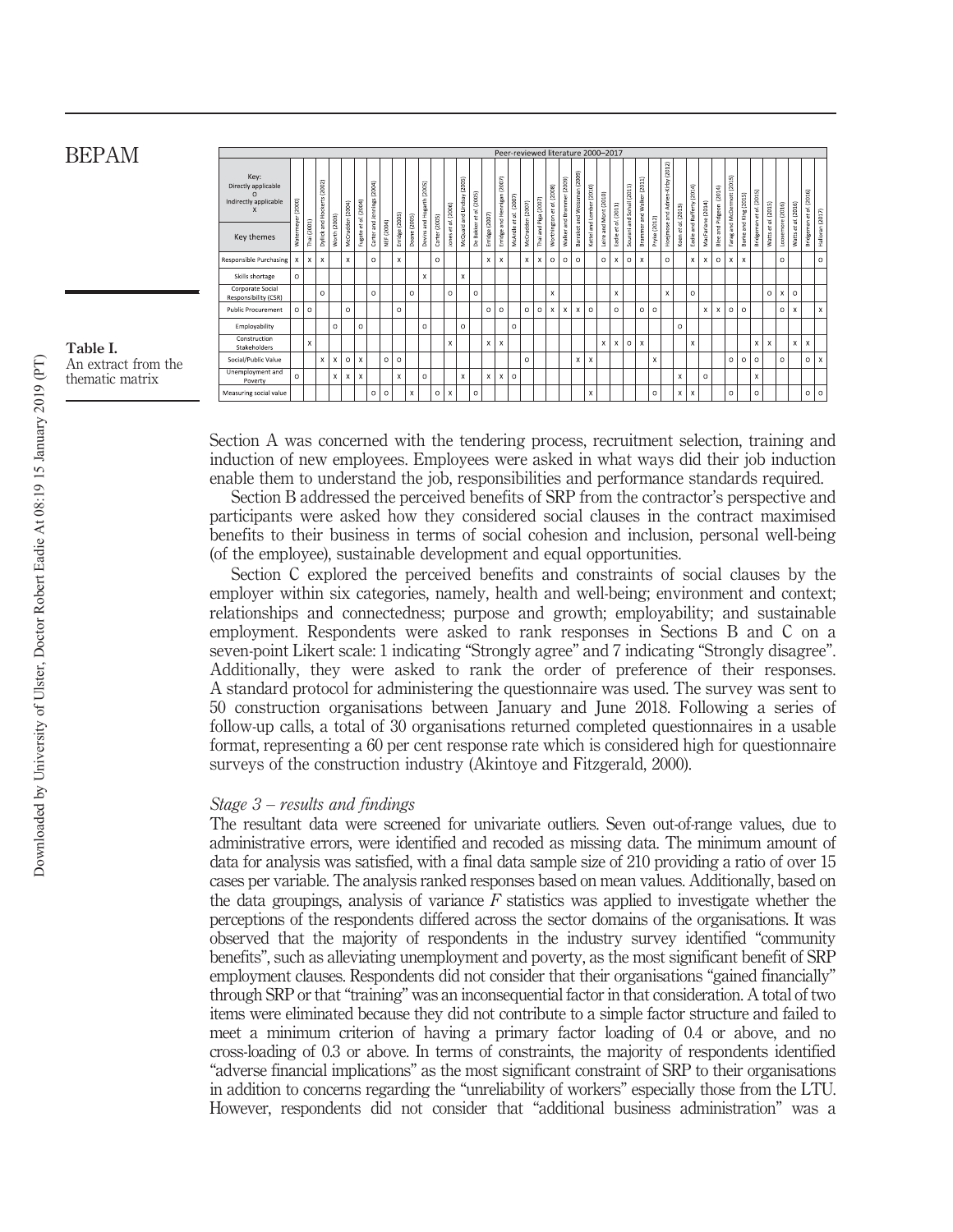| Key: Directly applicable O Indirectly applicable X | Peer-reviewed literature 2000–2017 | | | | | | | | | | | | | | | | | | | | | | | | | | | | | | | | | | | | | | | | |
|---|---|---|---|---|---|---|---|---|---|---|---|---|---|---|---|---|---|---|---|---|---|---|---|---|---|---|---|---|---|---|---|---|---|---|---|---|---|---|---|---|---|
| Key themes | Watermeyer (2000) | Thai (2001) | Dyllick and Hockerts (2002) | Worth (2003) | McCrudden (2004) | Fugate et al. (2004) | Carter and Jennings (2004) | NEF (2004) | Erridge (2005) | Doane (2005) | Davies and Hogarth (2005) | Carter (2005) | Jones et al. (2006) | McQuaid and Lindsay (2005) | De Bakker et al. (2005) | Erridge (2007) | Erridge and Hennigan (2007) | McArdle et al. (2007) | McCrudden (2007) | Thai and Piga (2007) | Worthington et al. (2008) | Walker and Brammer (2009) | Bansal and Weissman (2009) | Kettel and Lember (2010) | Leile and Mont (2010) | Eadie et al. (2011) | Sourani and Sohail (2011) | Brammer and Walker (2011) | Preuss (2012) | Hoejmose and Adrien-Kirby (2012) | Kaan et al. (2013) | Eadie and Rafferty (2014) | MacFarlane (2014) | Blee and Pidgeon (2014) | Farag and McDermott (2015) | Burke and King (2015) | Bridgeman et al. (2015) | Watts et al. (2015) | Loosemore (2016) | Watts et al. (2016) | Bridgeman et al. (2016) | Halloran (2017) |
| Responsible Purchasing | x | x | x | | x | | o | | x | | | o | | | | x | x | | x | x | o | o | o | | o | x | o | x | | o | | x | x | o | x | x | | | o | | | o |
| Skills shortage | o | | | | | | | | | | x | | | x | | | | | | | | | | | | | | | | | | | | | | | | | | | | |
| Corporate Social Responsibility (CSR) | | | o | | | | o | | | o | | | o | | o | | | | | | x | | | | | x | | | | x | | o | | | | | | o | x | o | | |
| Public Procurement | o | o | | | o | | | | o | | | | | | | o | o | | o | o | x | x | x | x | o | | | o | o | | | | x | x | o | o | | | o | x | | x |
| Employability | | | | o | | o | | | | | o | | o | | | | | o | | | | | | | | | | | | | o | | | | | | | | | | | |
| Construction Stakeholders | | x | | | | | | | | | | | x | | | x | x | | | | | | | | x | x | o | x | | | | x | | | | | x | x | | x | x | |
| Social/Public Value | | | x | x | o | x | | o | o | | | | | | | | | o | | | | | x | x | | | | | x | | | | | | o | o | o | | o | | o | x |
| Unemployment and Poverty | o | | | x | x | x | | | x | | o | | | x | | x | x | o | | | | | | | | | | | | | x | | o | | | | x | | | | | |
| Measuring social value | | | | | | | o | o | | x | | o | x | | o | | | | | | | | | x | | | | | o | | x | x | | | o | | o | | | | o | o |

Table I. An extract from the thematic matrix

Section A was concerned with the tendering process, recruitment selection, training and induction of new employees. Employees were asked in what ways did their job induction enable them to understand the job, responsibilities and performance standards required.

Section B addressed the perceived benefits of SRP from the contractor's perspective and participants were asked how they considered social clauses in the contract maximised benefits to their business in terms of social cohesion and inclusion, personal well-being (of the employee), sustainable development and equal opportunities.

Section C explored the perceived benefits and constraints of social clauses by the employer within six categories, namely, health and well-being; environment and context; relationships and connectedness; purpose and growth; employability; and sustainable employment. Respondents were asked to rank responses in Sections B and C on a seven-point Likert scale: 1 indicating "Strongly agree" and 7 indicating "Strongly disagree". Additionally, they were asked to rank the order of preference of their responses. A standard protocol for administering the questionnaire was used. The survey was sent to 50 construction organisations between January and June 2018. Following a series of follow-up calls, a total of 30 organisations returned completed questionnaires in a usable format, representing a 60 per cent response rate which is considered high for questionnaire surveys of the construction industry (Akintoye and Fitzgerald, 2000).

### *Stage 3 – results and findings*

The resultant data were screened for univariate outliers. Seven out-of-range values, due to administrative errors, were identified and recoded as missing data. The minimum amount of data for analysis was satisfied, with a final data sample size of 210 providing a ratio of over 15 cases per variable. The analysis ranked responses based on mean values. Additionally, based on the data groupings, analysis of variance $F$ statistics was applied to investigate whether the perceptions of the respondents differed across the sector domains of the organisations. It was observed that the majority of respondents in the industry survey identified "community benefits", such as alleviating unemployment and poverty, as the most significant benefit of SRP employment clauses. Respondents did not consider that their organisations "gained financially" through SRP or that "training" was an inconsequential factor in that consideration. A total of two items were eliminated because they did not contribute to a simple factor structure and failed to meet a minimum criterion of having a primary factor loading of 0.4 or above, and no cross-loading of 0.3 or above. In terms of constraints, the majority of respondents identified "adverse financial implications" as the most significant constraint of SRP to their organisations in addition to concerns regarding the "unreliability of workers" especially those from the LTU. However, respondents did not consider that "additional business administration" was a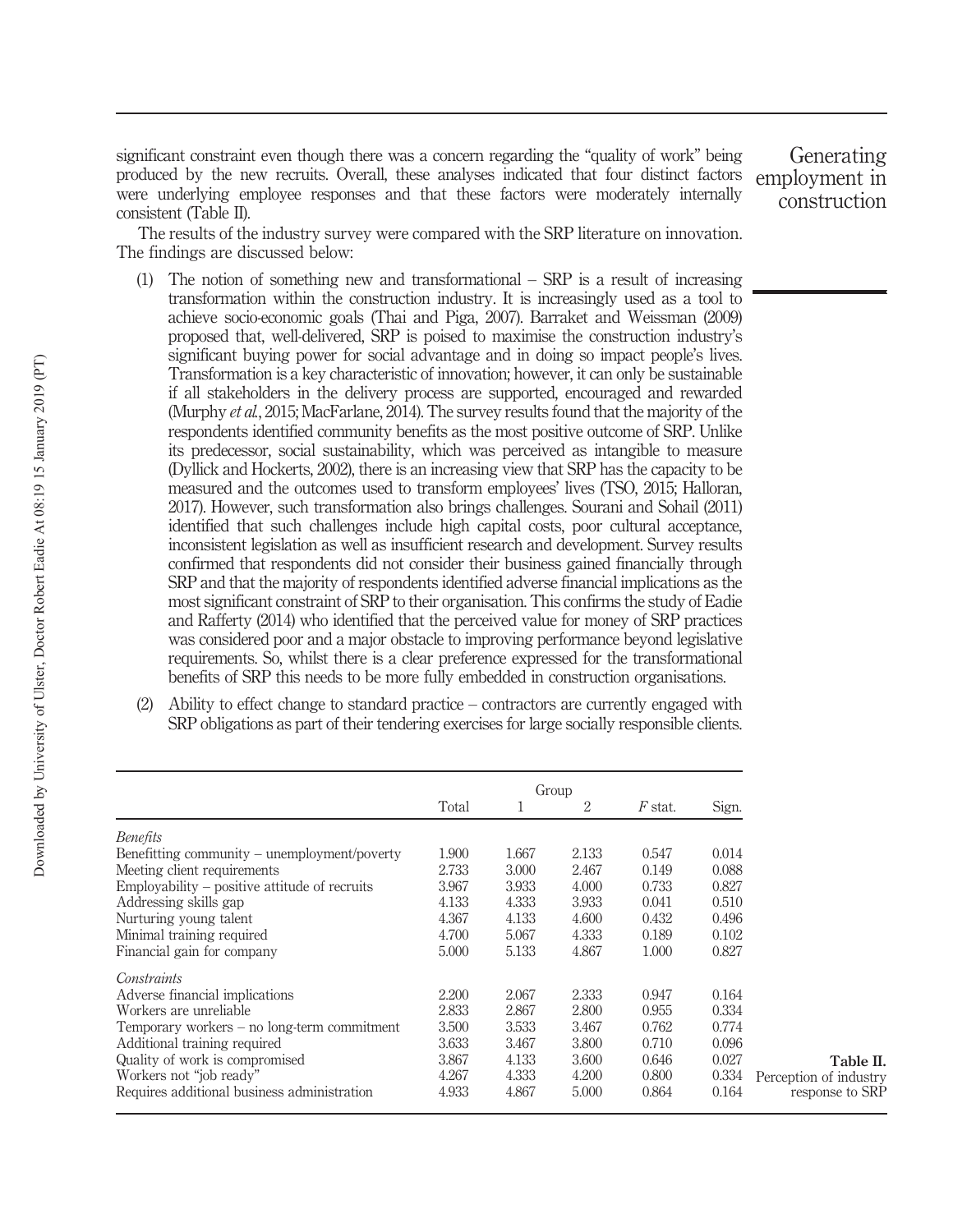significant constraint even though there was a concern regarding the "quality of work" being produced by the new recruits. Overall, these analyses indicated that four distinct factors were underlying employee responses and that these factors were moderately internally consistent (Table II).

The results of the industry survey were compared with the SRP literature on innovation. The findings are discussed below:

(1) The notion of something new and transformational – SRP is a result of increasing transformation within the construction industry. It is increasingly used as a tool to achieve socio-economic goals (Thai and Piga, 2007). Barraket and Weissman (2009) proposed that, well-delivered, SRP is poised to maximise the construction industry's significant buying power for social advantage and in doing so impact people's lives. Transformation is a key characteristic of innovation; however, it can only be sustainable if all stakeholders in the delivery process are supported, encouraged and rewarded (Murphy *et al.*, 2015; MacFarlane, 2014). The survey results found that the majority of the respondents identified community benefits as the most positive outcome of SRP. Unlike its predecessor, social sustainability, which was perceived as intangible to measure (Dyllick and Hockerts, 2002), there is an increasing view that SRP has the capacity to be measured and the outcomes used to transform employees' lives (TSO, 2015; Halloran, 2017). However, such transformation also brings challenges. Sourani and Sohail (2011) identified that such challenges include high capital costs, poor cultural acceptance, inconsistent legislation as well as insufficient research and development. Survey results confirmed that respondents did not consider their business gained financially through SRP and that the majority of respondents identified adverse financial implications as the most significant constraint of SRP to their organisation. This confirms the study of Eadie and Rafferty (2014) who identified that the perceived value for money of SRP practices was considered poor and a major obstacle to improving performance beyond legislative requirements. So, whilst there is a clear preference expressed for the transformational benefits of SRP this needs to be more fully embedded in construction organisations.

(2) Ability to effect change to standard practice – contractors are currently engaged with SRP obligations as part of their tendering exercises for large socially responsible clients.

| | Total | Group 1 | Group 2 | *F* stat. | Sign. |
|---|---|---|---|---|---|
| *Benefits* | | | | | |
| Benefitting community – unemployment/poverty | 1.900 | 1.667 | 2.133 | 0.547 | 0.014 |
| Meeting client requirements | 2.733 | 3.000 | 2.467 | 0.149 | 0.088 |
| Employability – positive attitude of recruits | 3.967 | 3.933 | 4.000 | 0.733 | 0.827 |
| Addressing skills gap | 4.133 | 4.333 | 3.933 | 0.041 | 0.510 |
| Nurturing young talent | 4.367 | 4.133 | 4.600 | 0.432 | 0.496 |
| Minimal training required | 4.700 | 5.067 | 4.333 | 0.189 | 0.102 |
| Financial gain for company | 5.000 | 5.133 | 4.867 | 1.000 | 0.827 |
| *Constraints* | | | | | |
| Adverse financial implications | 2.200 | 2.067 | 2.333 | 0.947 | 0.164 |
| Workers are unreliable | 2.833 | 2.867 | 2.800 | 0.955 | 0.334 |
| Temporary workers – no long-term commitment | 3.500 | 3.533 | 3.467 | 0.762 | 0.774 |
| Additional training required | 3.633 | 3.467 | 3.800 | 0.710 | 0.096 |
| Quality of work is compromised | 3.867 | 4.133 | 3.600 | 0.646 | 0.027 |
| Workers not "job ready" | 4.267 | 4.333 | 4.200 | 0.800 | 0.334 |
| Requires additional business administration | 4.933 | 4.867 | 5.000 | 0.864 | 0.164 |

**Table II.** Perception of industry response to SRP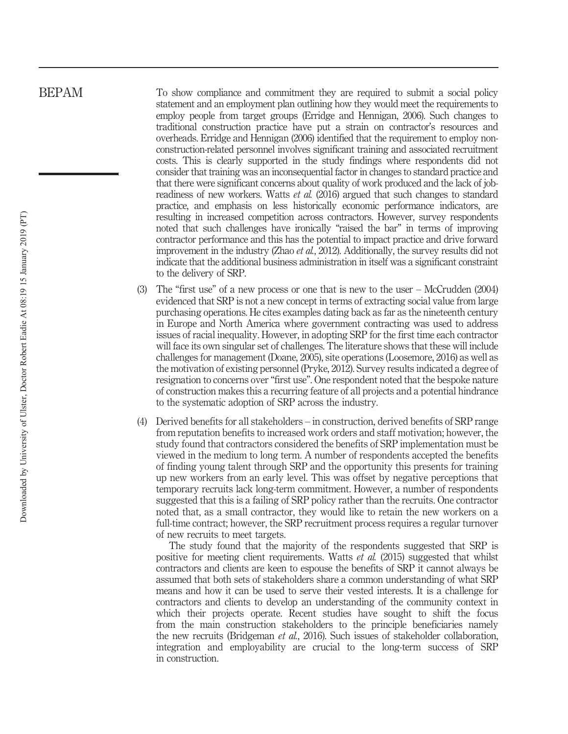To show compliance and commitment they are required to submit a social policy statement and an employment plan outlining how they would meet the requirements to employ people from target groups (Erridge and Hennigan, 2006). Such changes to traditional construction practice have put a strain on contractor's resources and overheads. Erridge and Hennigan (2006) identified that the requirement to employ non-construction-related personnel involves significant training and associated recruitment costs. This is clearly supported in the study findings where respondents did not consider that training was an inconsequential factor in changes to standard practice and that there were significant concerns about quality of work produced and the lack of job-readiness of new workers. Watts *et al.* (2016) argued that such changes to standard practice, and emphasis on less historically economic performance indicators, are resulting in increased competition across contractors. However, survey respondents noted that such challenges have ironically "raised the bar" in terms of improving contractor performance and this has the potential to impact practice and drive forward improvement in the industry (Zhao *et al.*, 2012). Additionally, the survey results did not indicate that the additional business administration in itself was a significant constraint to the delivery of SRP.

(3) The "first use" of a new process or one that is new to the user – McCrudden (2004) evidenced that SRP is not a new concept in terms of extracting social value from large purchasing operations. He cites examples dating back as far as the nineteenth century in Europe and North America where government contracting was used to address issues of racial inequality. However, in adopting SRP for the first time each contractor will face its own singular set of challenges. The literature shows that these will include challenges for management (Doane, 2005), site operations (Loosemore, 2016) as well as the motivation of existing personnel (Pryke, 2012). Survey results indicated a degree of resignation to concerns over "first use". One respondent noted that the bespoke nature of construction makes this a recurring feature of all projects and a potential hindrance to the systematic adoption of SRP across the industry.

(4) Derived benefits for all stakeholders – in construction, derived benefits of SRP range from reputation benefits to increased work orders and staff motivation; however, the study found that contractors considered the benefits of SRP implementation must be viewed in the medium to long term. A number of respondents accepted the benefits of finding young talent through SRP and the opportunity this presents for training up new workers from an early level. This was offset by negative perceptions that temporary recruits lack long-term commitment. However, a number of respondents suggested that this is a failing of SRP policy rather than the recruits. One contractor noted that, as a small contractor, they would like to retain the new workers on a full-time contract; however, the SRP recruitment process requires a regular turnover of new recruits to meet targets.

The study found that the majority of the respondents suggested that SRP is positive for meeting client requirements. Watts *et al.* (2015) suggested that whilst contractors and clients are keen to espouse the benefits of SRP it cannot always be assumed that both sets of stakeholders share a common understanding of what SRP means and how it can be used to serve their vested interests. It is a challenge for contractors and clients to develop an understanding of the community context in which their projects operate. Recent studies have sought to shift the focus from the main construction stakeholders to the principle beneficiaries namely the new recruits (Bridgeman *et al.*, 2016). Such issues of stakeholder collaboration, integration and employability are crucial to the long-term success of SRP in construction.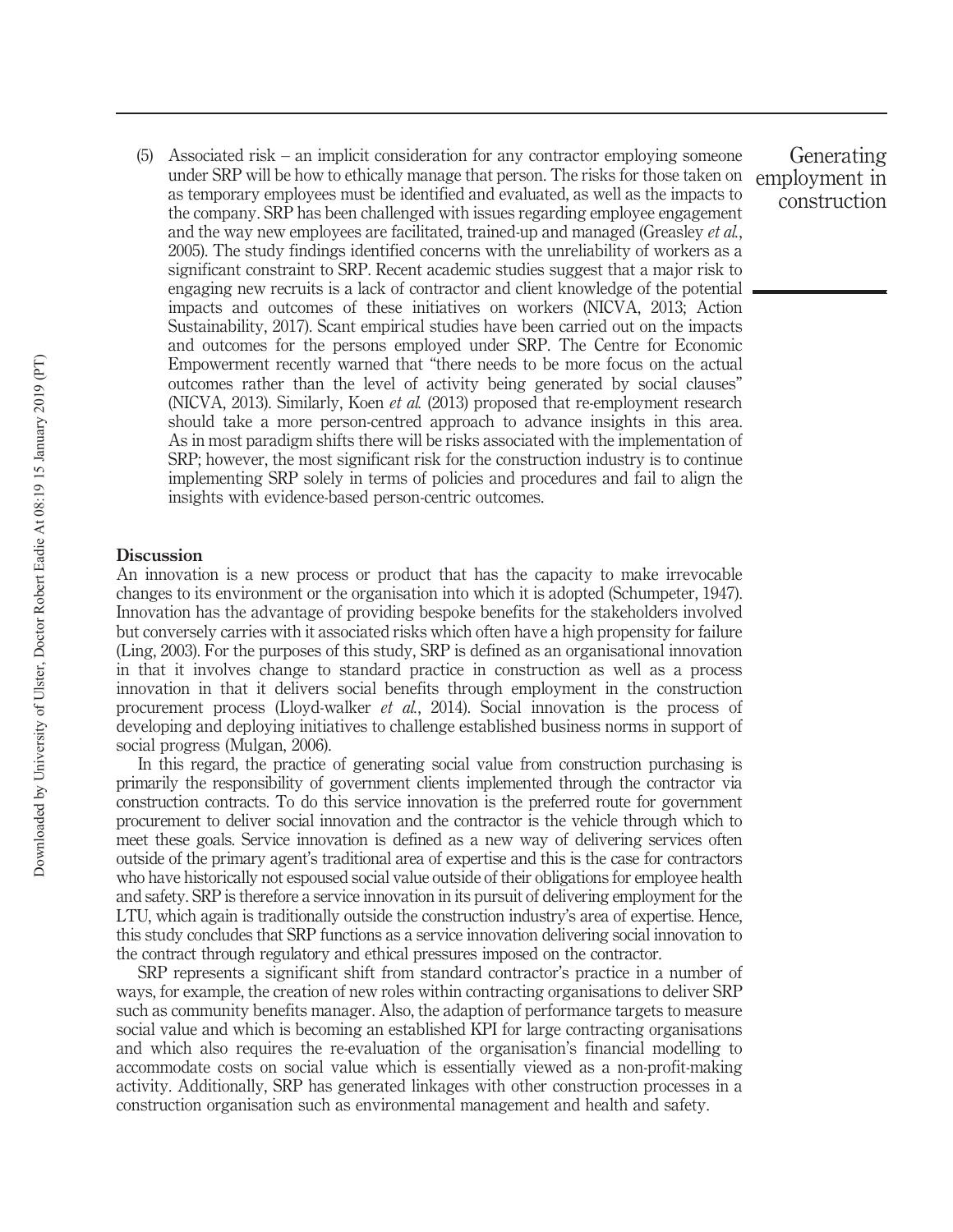(5) Associated risk – an implicit consideration for any contractor employing someone under SRP will be how to ethically manage that person. The risks for those taken on as temporary employees must be identified and evaluated, as well as the impacts to the company. SRP has been challenged with issues regarding employee engagement and the way new employees are facilitated, trained-up and managed (Greasley *et al.*, 2005). The study findings identified concerns with the unreliability of workers as a significant constraint to SRP. Recent academic studies suggest that a major risk to engaging new recruits is a lack of contractor and client knowledge of the potential impacts and outcomes of these initiatives on workers (NICVA, 2013; Action Sustainability, 2017). Scant empirical studies have been carried out on the impacts and outcomes for the persons employed under SRP. The Centre for Economic Empowerment recently warned that "there needs to be more focus on the actual outcomes rather than the level of activity being generated by social clauses" (NICVA, 2013). Similarly, Koen *et al.* (2013) proposed that re-employment research should take a more person-centred approach to advance insights in this area. As in most paradigm shifts there will be risks associated with the implementation of SRP; however, the most significant risk for the construction industry is to continue implementing SRP solely in terms of policies and procedures and fail to align the insights with evidence-based person-centric outcomes.

## Discussion

An innovation is a new process or product that has the capacity to make irrevocable changes to its environment or the organisation into which it is adopted (Schumpeter, 1947). Innovation has the advantage of providing bespoke benefits for the stakeholders involved but conversely carries with it associated risks which often have a high propensity for failure (Ling, 2003). For the purposes of this study, SRP is defined as an organisational innovation in that it involves change to standard practice in construction as well as a process innovation in that it delivers social benefits through employment in the construction procurement process (Lloyd-walker *et al.*, 2014). Social innovation is the process of developing and deploying initiatives to challenge established business norms in support of social progress (Mulgan, 2006).

In this regard, the practice of generating social value from construction purchasing is primarily the responsibility of government clients implemented through the contractor via construction contracts. To do this service innovation is the preferred route for government procurement to deliver social innovation and the contractor is the vehicle through which to meet these goals. Service innovation is defined as a new way of delivering services often outside of the primary agent's traditional area of expertise and this is the case for contractors who have historically not espoused social value outside of their obligations for employee health and safety. SRP is therefore a service innovation in its pursuit of delivering employment for the LTU, which again is traditionally outside the construction industry's area of expertise. Hence, this study concludes that SRP functions as a service innovation delivering social innovation to the contract through regulatory and ethical pressures imposed on the contractor.

SRP represents a significant shift from standard contractor's practice in a number of ways, for example, the creation of new roles within contracting organisations to deliver SRP such as community benefits manager. Also, the adaption of performance targets to measure social value and which is becoming an established KPI for large contracting organisations and which also requires the re-evaluation of the organisation's financial modelling to accommodate costs on social value which is essentially viewed as a non-profit-making activity. Additionally, SRP has generated linkages with other construction processes in a construction organisation such as environmental management and health and safety.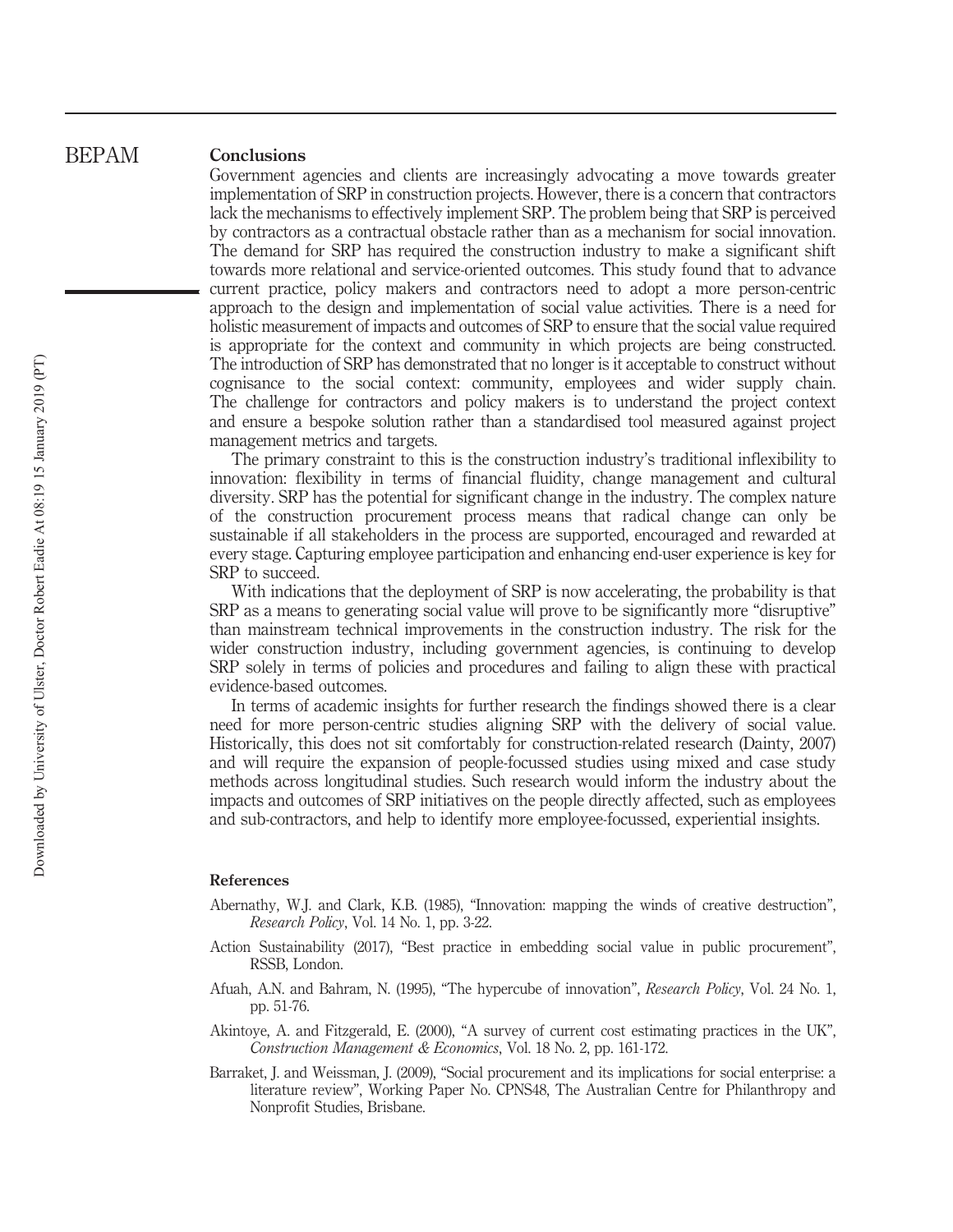## Conclusions

Government agencies and clients are increasingly advocating a move towards greater implementation of SRP in construction projects. However, there is a concern that contractors lack the mechanisms to effectively implement SRP. The problem being that SRP is perceived by contractors as a contractual obstacle rather than as a mechanism for social innovation. The demand for SRP has required the construction industry to make a significant shift towards more relational and service-oriented outcomes. This study found that to advance current practice, policy makers and contractors need to adopt a more person-centric approach to the design and implementation of social value activities. There is a need for holistic measurement of impacts and outcomes of SRP to ensure that the social value required is appropriate for the context and community in which projects are being constructed. The introduction of SRP has demonstrated that no longer is it acceptable to construct without cognisance to the social context: community, employees and wider supply chain. The challenge for contractors and policy makers is to understand the project context and ensure a bespoke solution rather than a standardised tool measured against project management metrics and targets.

The primary constraint to this is the construction industry's traditional inflexibility to innovation: flexibility in terms of financial fluidity, change management and cultural diversity. SRP has the potential for significant change in the industry. The complex nature of the construction procurement process means that radical change can only be sustainable if all stakeholders in the process are supported, encouraged and rewarded at every stage. Capturing employee participation and enhancing end-user experience is key for SRP to succeed.

With indications that the deployment of SRP is now accelerating, the probability is that SRP as a means to generating social value will prove to be significantly more "disruptive" than mainstream technical improvements in the construction industry. The risk for the wider construction industry, including government agencies, is continuing to develop SRP solely in terms of policies and procedures and failing to align these with practical evidence-based outcomes.

In terms of academic insights for further research the findings showed there is a clear need for more person-centric studies aligning SRP with the delivery of social value. Historically, this does not sit comfortably for construction-related research (Dainty, 2007) and will require the expansion of people-focussed studies using mixed and case study methods across longitudinal studies. Such research would inform the industry about the impacts and outcomes of SRP initiatives on the people directly affected, such as employees and sub-contractors, and help to identify more employee-focussed, experiential insights.

## References

Abernathy, W.J. and Clark, K.B. (1985), "Innovation: mapping the winds of creative destruction", *Research Policy*, Vol. 14 No. 1, pp. 3-22.

Action Sustainability (2017), "Best practice in embedding social value in public procurement", RSSB, London.

Afuah, A.N. and Bahram, N. (1995), "The hypercube of innovation", *Research Policy*, Vol. 24 No. 1, pp. 51-76.

Akintoye, A. and Fitzgerald, E. (2000), "A survey of current cost estimating practices in the UK", *Construction Management & Economics*, Vol. 18 No. 2, pp. 161-172.

Barraket, J. and Weissman, J. (2009), "Social procurement and its implications for social enterprise: a literature review", Working Paper No. CPNS48, The Australian Centre for Philanthropy and Nonprofit Studies, Brisbane.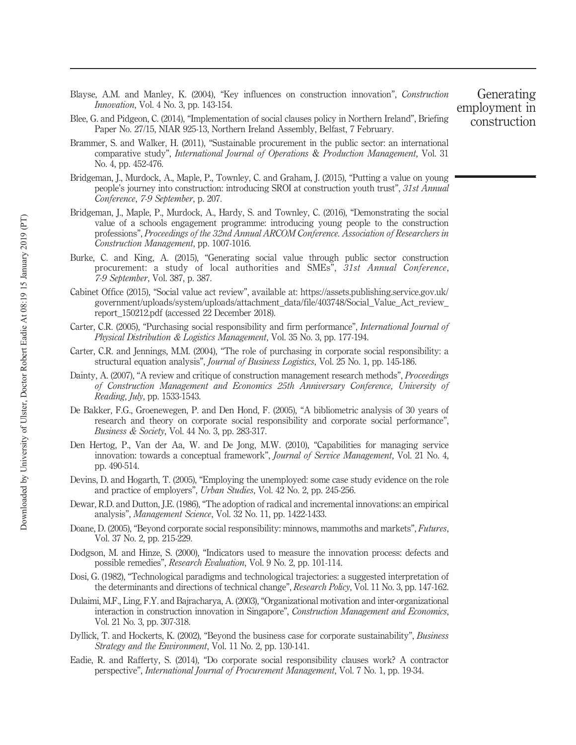Blayse, A.M. and Manley, K. (2004), "Key influences on construction innovation", *Construction Innovation*, Vol. 4 No. 3, pp. 143-154.

Blee, G. and Pidgeon, C. (2014), "Implementation of social clauses policy in Northern Ireland", Briefing Paper No. 27/15, NIAR 925-13, Northern Ireland Assembly, Belfast, 7 February.

Brammer, S. and Walker, H. (2011), "Sustainable procurement in the public sector: an international comparative study", *International Journal of Operations & Production Management*, Vol. 31 No. 4, pp. 452-476.

Bridgeman, J., Murdock, A., Maple, P., Townley, C. and Graham, J. (2015), "Putting a value on young people's journey into construction: introducing SROI at construction youth trust", *31st Annual Conference*, *7-9 September*, p. 207.

Bridgeman, J., Maple, P., Murdock, A., Hardy, S. and Townley, C. (2016), "Demonstrating the social value of a schools engagement programme: introducing young people to the construction professions", *Proceedings of the 32nd Annual ARCOM Conference. Association of Researchers in Construction Management*, pp. 1007-1016.

Burke, C. and King, A. (2015), "Generating social value through public sector construction procurement: a study of local authorities and SMEs", *31st Annual Conference*, *7-9 September*, Vol. 387, p. 387.

Cabinet Office (2015), "Social value act review", available at: https://assets.publishing.service.gov.uk/government/uploads/system/uploads/attachment_data/file/403748/Social_Value_Act_review_report_150212.pdf (accessed 22 December 2018).

Carter, C.R. (2005), "Purchasing social responsibility and firm performance", *International Journal of Physical Distribution & Logistics Management*, Vol. 35 No. 3, pp. 177-194.

Carter, C.R. and Jennings, M.M. (2004), "The role of purchasing in corporate social responsibility: a structural equation analysis", *Journal of Business Logistics*, Vol. 25 No. 1, pp. 145-186.

Dainty, A. (2007), "A review and critique of construction management research methods", *Proceedings of Construction Management and Economics 25th Anniversary Conference, University of Reading, July*, pp. 1533-1543.

De Bakker, F.G., Groenewegen, P. and Den Hond, F. (2005), "A bibliometric analysis of 30 years of research and theory on corporate social responsibility and corporate social performance", *Business & Society*, Vol. 44 No. 3, pp. 283-317.

Den Hertog, P., Van der Aa, W. and De Jong, M.W. (2010), "Capabilities for managing service innovation: towards a conceptual framework", *Journal of Service Management*, Vol. 21 No. 4, pp. 490-514.

Devins, D. and Hogarth, T. (2005), "Employing the unemployed: some case study evidence on the role and practice of employers", *Urban Studies*, Vol. 42 No. 2, pp. 245-256.

Dewar, R.D. and Dutton, J.E. (1986), "The adoption of radical and incremental innovations: an empirical analysis", *Management Science*, Vol. 32 No. 11, pp. 1422-1433.

Doane, D. (2005), "Beyond corporate social responsibility: minnows, mammoths and markets", *Futures*, Vol. 37 No. 2, pp. 215-229.

Dodgson, M. and Hinze, S. (2000), "Indicators used to measure the innovation process: defects and possible remedies", *Research Evaluation*, Vol. 9 No. 2, pp. 101-114.

Dosi, G. (1982), "Technological paradigms and technological trajectories: a suggested interpretation of the determinants and directions of technical change", *Research Policy*, Vol. 11 No. 3, pp. 147-162.

Dulaimi, M.F., Ling, F.Y. and Bajracharya, A. (2003), "Organizational motivation and inter-organizational interaction in construction innovation in Singapore", *Construction Management and Economics*, Vol. 21 No. 3, pp. 307-318.

Dyllick, T. and Hockerts, K. (2002), "Beyond the business case for corporate sustainability", *Business Strategy and the Environment*, Vol. 11 No. 2, pp. 130-141.

Eadie, R. and Rafferty, S. (2014), "Do corporate social responsibility clauses work? A contractor perspective", *International Journal of Procurement Management*, Vol. 7 No. 1, pp. 19-34.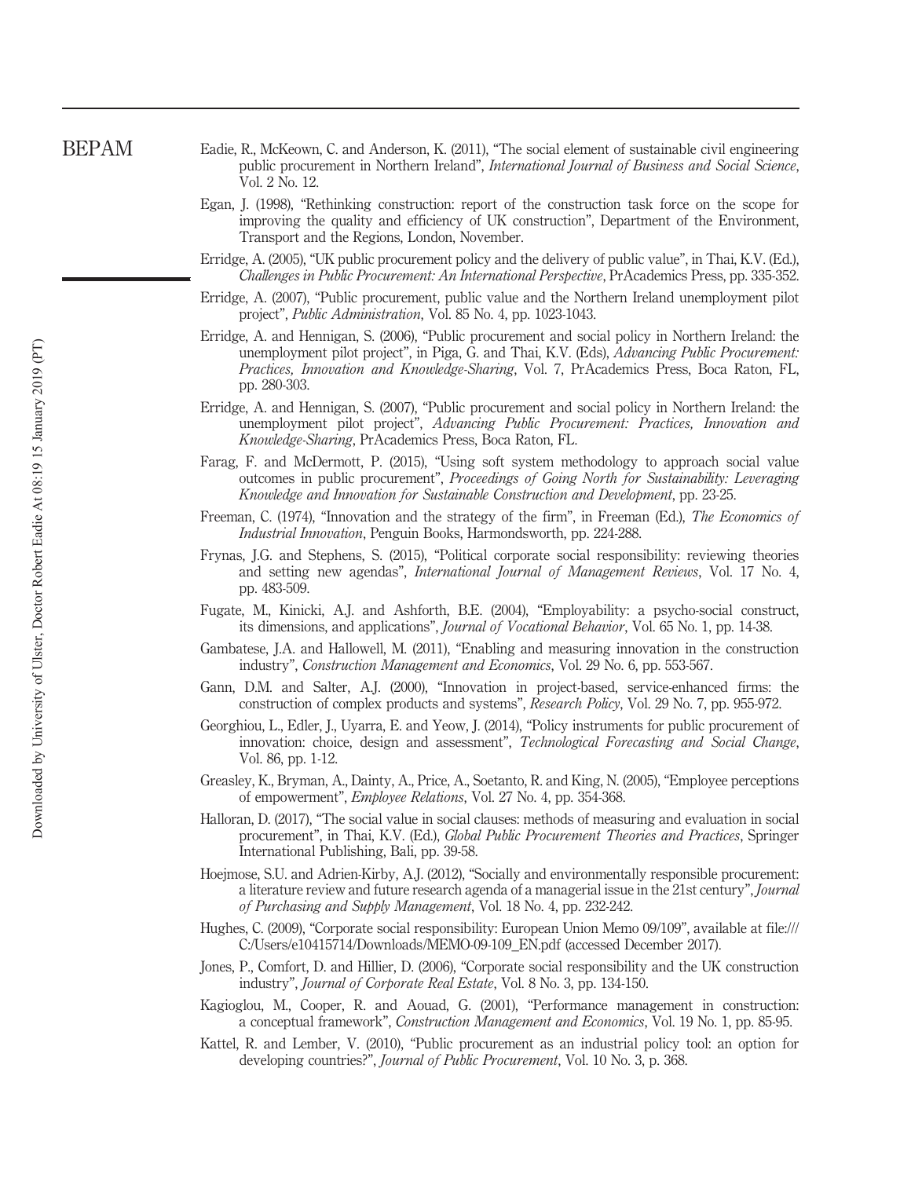Eadie, R., McKeown, C. and Anderson, K. (2011), "The social element of sustainable civil engineering public procurement in Northern Ireland", *International Journal of Business and Social Science*, Vol. 2 No. 12.

Egan, J. (1998), "Rethinking construction: report of the construction task force on the scope for improving the quality and efficiency of UK construction", Department of the Environment, Transport and the Regions, London, November.

Erridge, A. (2005), "UK public procurement policy and the delivery of public value", in Thai, K.V. (Ed.), *Challenges in Public Procurement: An International Perspective*, PrAcademics Press, pp. 335-352.

Erridge, A. (2007), "Public procurement, public value and the Northern Ireland unemployment pilot project", *Public Administration*, Vol. 85 No. 4, pp. 1023-1043.

Erridge, A. and Hennigan, S. (2006), "Public procurement and social policy in Northern Ireland: the unemployment pilot project", in Piga, G. and Thai, K.V. (Eds), *Advancing Public Procurement: Practices, Innovation and Knowledge-Sharing*, Vol. 7, PrAcademics Press, Boca Raton, FL, pp. 280-303.

Erridge, A. and Hennigan, S. (2007), "Public procurement and social policy in Northern Ireland: the unemployment pilot project", *Advancing Public Procurement: Practices, Innovation and Knowledge-Sharing*, PrAcademics Press, Boca Raton, FL.

Farag, F. and McDermott, P. (2015), "Using soft system methodology to approach social value outcomes in public procurement", *Proceedings of Going North for Sustainability: Leveraging Knowledge and Innovation for Sustainable Construction and Development*, pp. 23-25.

Freeman, C. (1974), "Innovation and the strategy of the firm", in Freeman (Ed.), *The Economics of Industrial Innovation*, Penguin Books, Harmondsworth, pp. 224-288.

Frynas, J.G. and Stephens, S. (2015), "Political corporate social responsibility: reviewing theories and setting new agendas", *International Journal of Management Reviews*, Vol. 17 No. 4, pp. 483-509.

Fugate, M., Kinicki, A.J. and Ashforth, B.E. (2004), "Employability: a psycho-social construct, its dimensions, and applications", *Journal of Vocational Behavior*, Vol. 65 No. 1, pp. 14-38.

Gambatese, J.A. and Hallowell, M. (2011), "Enabling and measuring innovation in the construction industry", *Construction Management and Economics*, Vol. 29 No. 6, pp. 553-567.

Gann, D.M. and Salter, A.J. (2000), "Innovation in project-based, service-enhanced firms: the construction of complex products and systems", *Research Policy*, Vol. 29 No. 7, pp. 955-972.

Georghiou, L., Edler, J., Uyarra, E. and Yeow, J. (2014), "Policy instruments for public procurement of innovation: choice, design and assessment", *Technological Forecasting and Social Change*, Vol. 86, pp. 1-12.

Greasley, K., Bryman, A., Dainty, A., Price, A., Soetanto, R. and King, N. (2005), "Employee perceptions of empowerment", *Employee Relations*, Vol. 27 No. 4, pp. 354-368.

Halloran, D. (2017), "The social value in social clauses: methods of measuring and evaluation in social procurement", in Thai, K.V. (Ed.), *Global Public Procurement Theories and Practices*, Springer International Publishing, Bali, pp. 39-58.

Hoejmose, S.U. and Adrien-Kirby, A.J. (2012), "Socially and environmentally responsible procurement: a literature review and future research agenda of a managerial issue in the 21st century", *Journal of Purchasing and Supply Management*, Vol. 18 No. 4, pp. 232-242.

Hughes, C. (2009), "Corporate social responsibility: European Union Memo 09/109", available at file:///C:/Users/e10415714/Downloads/MEMO-09-109_EN.pdf (accessed December 2017).

Jones, P., Comfort, D. and Hillier, D. (2006), "Corporate social responsibility and the UK construction industry", *Journal of Corporate Real Estate*, Vol. 8 No. 3, pp. 134-150.

Kagioglou, M., Cooper, R. and Aouad, G. (2001), "Performance management in construction: a conceptual framework", *Construction Management and Economics*, Vol. 19 No. 1, pp. 85-95.

Kattel, R. and Lember, V. (2010), "Public procurement as an industrial policy tool: an option for developing countries?", *Journal of Public Procurement*, Vol. 10 No. 3, p. 368.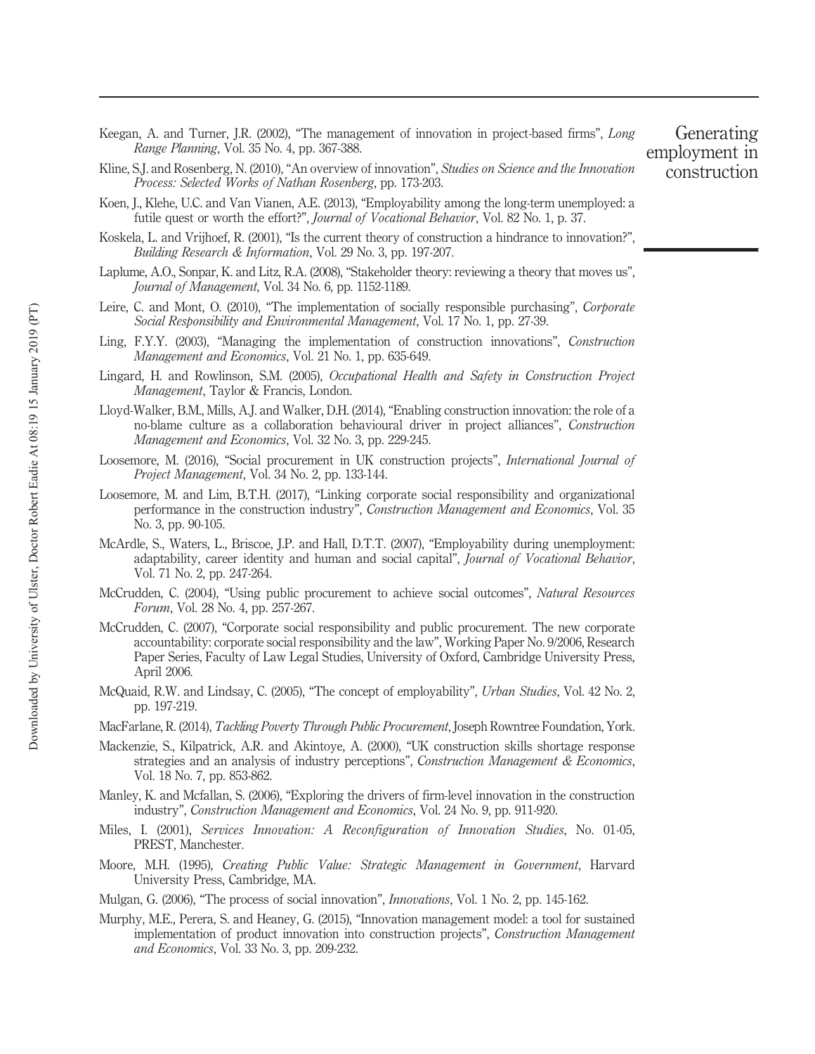Keegan, A. and Turner, J.R. (2002), "The management of innovation in project-based firms", *Long Range Planning*, Vol. 35 No. 4, pp. 367-388.

Kline, S.J. and Rosenberg, N. (2010), "An overview of innovation", *Studies on Science and the Innovation Process: Selected Works of Nathan Rosenberg*, pp. 173-203.

Koen, J., Klehe, U.C. and Van Vianen, A.E. (2013), "Employability among the long-term unemployed: a futile quest or worth the effort?", *Journal of Vocational Behavior*, Vol. 82 No. 1, p. 37.

Koskela, L. and Vrijhoef, R. (2001), "Is the current theory of construction a hindrance to innovation?", *Building Research & Information*, Vol. 29 No. 3, pp. 197-207.

Laplume, A.O., Sonpar, K. and Litz, R.A. (2008), "Stakeholder theory: reviewing a theory that moves us", *Journal of Management*, Vol. 34 No. 6, pp. 1152-1189.

Leire, C. and Mont, O. (2010), "The implementation of socially responsible purchasing", *Corporate Social Responsibility and Environmental Management*, Vol. 17 No. 1, pp. 27-39.

Ling, F.Y.Y. (2003), "Managing the implementation of construction innovations", *Construction Management and Economics*, Vol. 21 No. 1, pp. 635-649.

Lingard, H. and Rowlinson, S.M. (2005), *Occupational Health and Safety in Construction Project Management*, Taylor & Francis, London.

Lloyd-Walker, B.M., Mills, A.J. and Walker, D.H. (2014), "Enabling construction innovation: the role of a no-blame culture as a collaboration behavioural driver in project alliances", *Construction Management and Economics*, Vol. 32 No. 3, pp. 229-245.

Loosemore, M. (2016), "Social procurement in UK construction projects", *International Journal of Project Management*, Vol. 34 No. 2, pp. 133-144.

Loosemore, M. and Lim, B.T.H. (2017), "Linking corporate social responsibility and organizational performance in the construction industry", *Construction Management and Economics*, Vol. 35 No. 3, pp. 90-105.

McArdle, S., Waters, L., Briscoe, J.P. and Hall, D.T.T. (2007), "Employability during unemployment: adaptability, career identity and human and social capital", *Journal of Vocational Behavior*, Vol. 71 No. 2, pp. 247-264.

McCrudden, C. (2004), "Using public procurement to achieve social outcomes", *Natural Resources Forum*, Vol. 28 No. 4, pp. 257-267.

McCrudden, C. (2007), "Corporate social responsibility and public procurement. The new corporate accountability: corporate social responsibility and the law", Working Paper No. 9/2006, Research Paper Series, Faculty of Law Legal Studies, University of Oxford, Cambridge University Press, April 2006.

McQuaid, R.W. and Lindsay, C. (2005), "The concept of employability", *Urban Studies*, Vol. 42 No. 2, pp. 197-219.

MacFarlane, R. (2014), *Tackling Poverty Through Public Procurement*, Joseph Rowntree Foundation, York.

Mackenzie, S., Kilpatrick, A.R. and Akintoye, A. (2000), "UK construction skills shortage response strategies and an analysis of industry perceptions", *Construction Management & Economics*, Vol. 18 No. 7, pp. 853-862.

Manley, K. and Mcfallan, S. (2006), "Exploring the drivers of firm-level innovation in the construction industry", *Construction Management and Economics*, Vol. 24 No. 9, pp. 911-920.

Miles, I. (2001), *Services Innovation: A Reconfiguration of Innovation Studies*, No. 01-05, PREST, Manchester.

Moore, M.H. (1995), *Creating Public Value: Strategic Management in Government*, Harvard University Press, Cambridge, MA.

Mulgan, G. (2006), "The process of social innovation", *Innovations*, Vol. 1 No. 2, pp. 145-162.

Murphy, M.E., Perera, S. and Heaney, G. (2015), "Innovation management model: a tool for sustained implementation of product innovation into construction projects", *Construction Management and Economics*, Vol. 33 No. 3, pp. 209-232.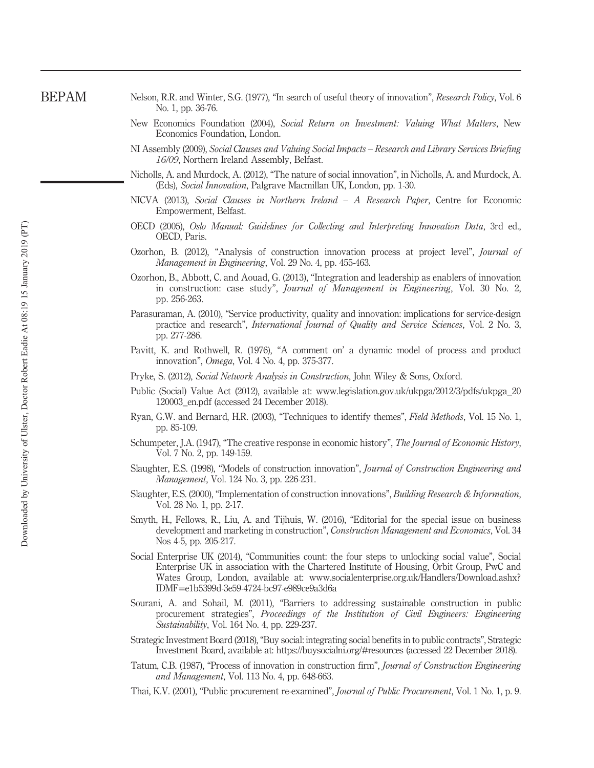Nelson, R.R. and Winter, S.G. (1977), "In search of useful theory of innovation", *Research Policy*, Vol. 6 No. 1, pp. 36-76.

New Economics Foundation (2004), *Social Return on Investment: Valuing What Matters*, New Economics Foundation, London.

NI Assembly (2009), *Social Clauses and Valuing Social Impacts – Research and Library Services Briefing 16/09*, Northern Ireland Assembly, Belfast.

Nicholls, A. and Murdock, A. (2012), "The nature of social innovation", in Nicholls, A. and Murdock, A. (Eds), *Social Innovation*, Palgrave Macmillan UK, London, pp. 1-30.

NICVA (2013), *Social Clauses in Northern Ireland – A Research Paper*, Centre for Economic Empowerment, Belfast.

OECD (2005), *Oslo Manual: Guidelines for Collecting and Interpreting Innovation Data*, 3rd ed., OECD, Paris.

Ozorhon, B. (2012), "Analysis of construction innovation process at project level", *Journal of Management in Engineering*, Vol. 29 No. 4, pp. 455-463.

Ozorhon, B., Abbott, C. and Aouad, G. (2013), "Integration and leadership as enablers of innovation in construction: case study", *Journal of Management in Engineering*, Vol. 30 No. 2, pp. 256-263.

Parasuraman, A. (2010), "Service productivity, quality and innovation: implications for service-design practice and research", *International Journal of Quality and Service Sciences*, Vol. 2 No. 3, pp. 277-286.

Pavitt, K. and Rothwell, R. (1976), "A comment on' a dynamic model of process and product innovation", *Omega*, Vol. 4 No. 4, pp. 375-377.

Pryke, S. (2012), *Social Network Analysis in Construction*, John Wiley & Sons, Oxford.

Public (Social) Value Act (2012), available at: www.legislation.gov.uk/ukpga/2012/3/pdfs/ukpga_20120003_en.pdf (accessed 24 December 2018).

Ryan, G.W. and Bernard, H.R. (2003), "Techniques to identify themes", *Field Methods*, Vol. 15 No. 1, pp. 85-109.

Schumpeter, J.A. (1947), "The creative response in economic history", *The Journal of Economic History*, Vol. 7 No. 2, pp. 149-159.

Slaughter, E.S. (1998), "Models of construction innovation", *Journal of Construction Engineering and Management*, Vol. 124 No. 3, pp. 226-231.

Slaughter, E.S. (2000), "Implementation of construction innovations", *Building Research & Information*, Vol. 28 No. 1, pp. 2-17.

Smyth, H., Fellows, R., Liu, A. and Tijhuis, W. (2016), "Editorial for the special issue on business development and marketing in construction", *Construction Management and Economics*, Vol. 34 Nos 4-5, pp. 205-217.

Social Enterprise UK (2014), "Communities count: the four steps to unlocking social value", Social Enterprise UK in association with the Chartered Institute of Housing, Orbit Group, PwC and Wates Group, London, available at: www.socialenterprise.org.uk/Handlers/Download.ashx?IDMF=e1b5399d-3e59-4724-bc97-e989ce9a3d6a

Sourani, A. and Sohail, M. (2011), "Barriers to addressing sustainable construction in public procurement strategies", *Proceedings of the Institution of Civil Engineers: Engineering Sustainability*, Vol. 164 No. 4, pp. 229-237.

Strategic Investment Board (2018), "Buy social: integrating social benefits in to public contracts", Strategic Investment Board, available at: https://buysocialni.org/#resources (accessed 22 December 2018).

Tatum, C.B. (1987), "Process of innovation in construction firm", *Journal of Construction Engineering and Management*, Vol. 113 No. 4, pp. 648-663.

Thai, K.V. (2001), "Public procurement re-examined", *Journal of Public Procurement*, Vol. 1 No. 1, p. 9.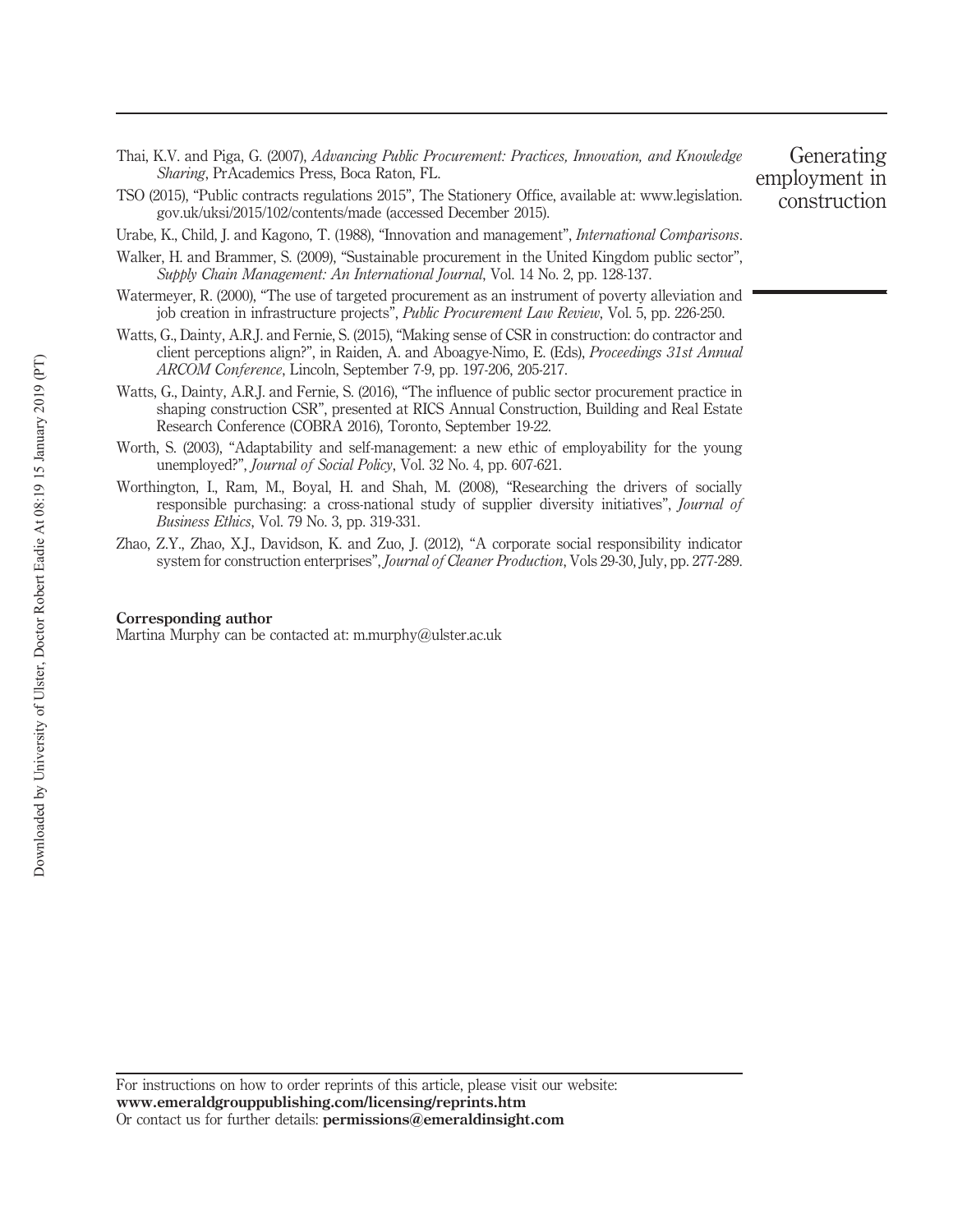Thai, K.V. and Piga, G. (2007), *Advancing Public Procurement: Practices, Innovation, and Knowledge Sharing*, PrAcademics Press, Boca Raton, FL.

TSO (2015), "Public contracts regulations 2015", The Stationery Office, available at: www.legislation.gov.uk/uksi/2015/102/contents/made (accessed December 2015).

Urabe, K., Child, J. and Kagono, T. (1988), "Innovation and management", *International Comparisons*.

Walker, H. and Brammer, S. (2009), "Sustainable procurement in the United Kingdom public sector", *Supply Chain Management: An International Journal*, Vol. 14 No. 2, pp. 128-137.

Watermeyer, R. (2000), "The use of targeted procurement as an instrument of poverty alleviation and job creation in infrastructure projects", *Public Procurement Law Review*, Vol. 5, pp. 226-250.

Watts, G., Dainty, A.R.J. and Fernie, S. (2015), "Making sense of CSR in construction: do contractor and client perceptions align?", in Raiden, A. and Aboagye-Nimo, E. (Eds), *Proceedings 31st Annual ARCOM Conference*, Lincoln, September 7-9, pp. 197-206, 205-217.

Watts, G., Dainty, A.R.J. and Fernie, S. (2016), "The influence of public sector procurement practice in shaping construction CSR", presented at RICS Annual Construction, Building and Real Estate Research Conference (COBRA 2016), Toronto, September 19-22.

Worth, S. (2003), "Adaptability and self-management: a new ethic of employability for the young unemployed?", *Journal of Social Policy*, Vol. 32 No. 4, pp. 607-621.

Worthington, I., Ram, M., Boyal, H. and Shah, M. (2008), "Researching the drivers of socially responsible purchasing: a cross-national study of supplier diversity initiatives", *Journal of Business Ethics*, Vol. 79 No. 3, pp. 319-331.

Zhao, Z.Y., Zhao, X.J., Davidson, K. and Zuo, J. (2012), "A corporate social responsibility indicator system for construction enterprises", *Journal of Cleaner Production*, Vols 29-30, July, pp. 277-289.

**Corresponding author**

Martina Murphy can be contacted at: m.murphy@ulster.ac.uk

For instructions on how to order reprints of this article, please visit our website:
**www.emeraldgrouppublishing.com/licensing/reprints.htm**
Or contact us for further details: **permissions@emeraldinsight.com**